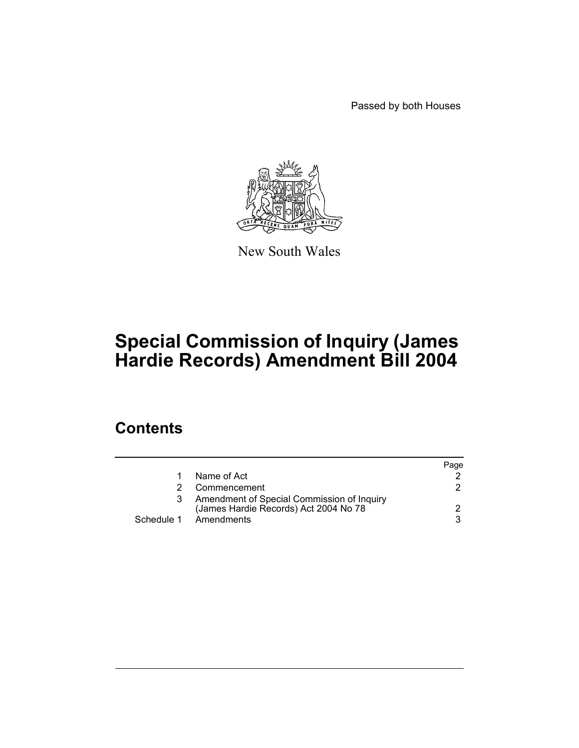Passed by both Houses

New South Wales

# Special Commission of Inquiry (James Hardie Records) Amendment Bill 2004

## Contents

| | | Page |
|---|---|---|
| 1 | Name of Act | 2 |
| 2 | Commencement | 2 |
| 3 | Amendment of Special Commission of Inquiry (James Hardie Records) Act 2004 No 78 | 2 |
| Schedule 1 | Amendments | 3 |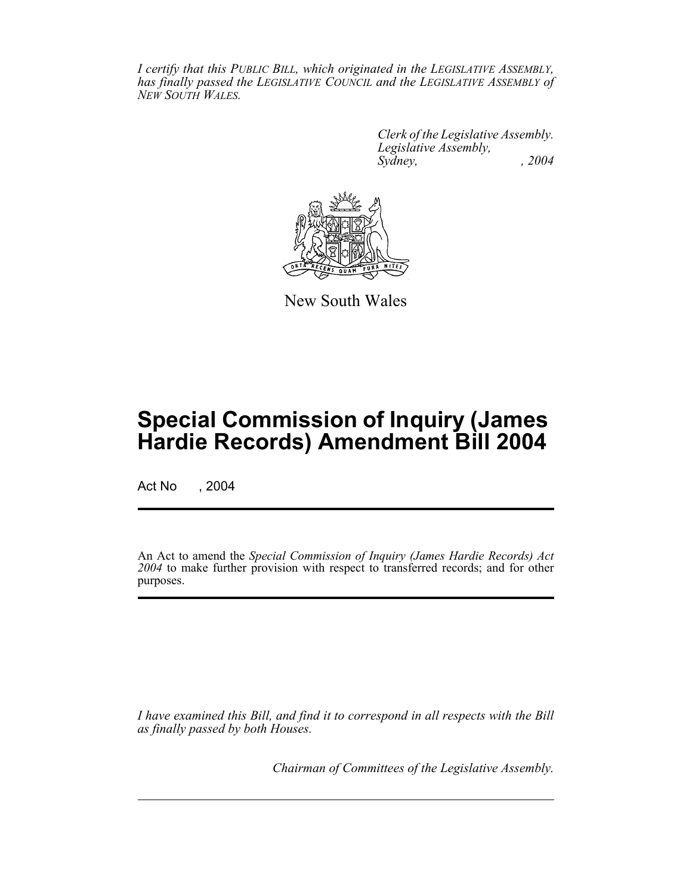*I certify that this PUBLIC BILL, which originated in the LEGISLATIVE ASSEMBLY, has finally passed the LEGISLATIVE COUNCIL and the LEGISLATIVE ASSEMBLY of NEW SOUTH WALES.*

*Clerk of the Legislative Assembly.*
*Legislative Assembly,*
*Sydney, , 2004*

New South Wales

# Special Commission of Inquiry (James Hardie Records) Amendment Bill 2004

Act No , 2004

An Act to amend the *Special Commission of Inquiry (James Hardie Records) Act 2004* to make further provision with respect to transferred records; and for other purposes.

*I have examined this Bill, and find it to correspond in all respects with the Bill as finally passed by both Houses.*

*Chairman of Committees of the Legislative Assembly.*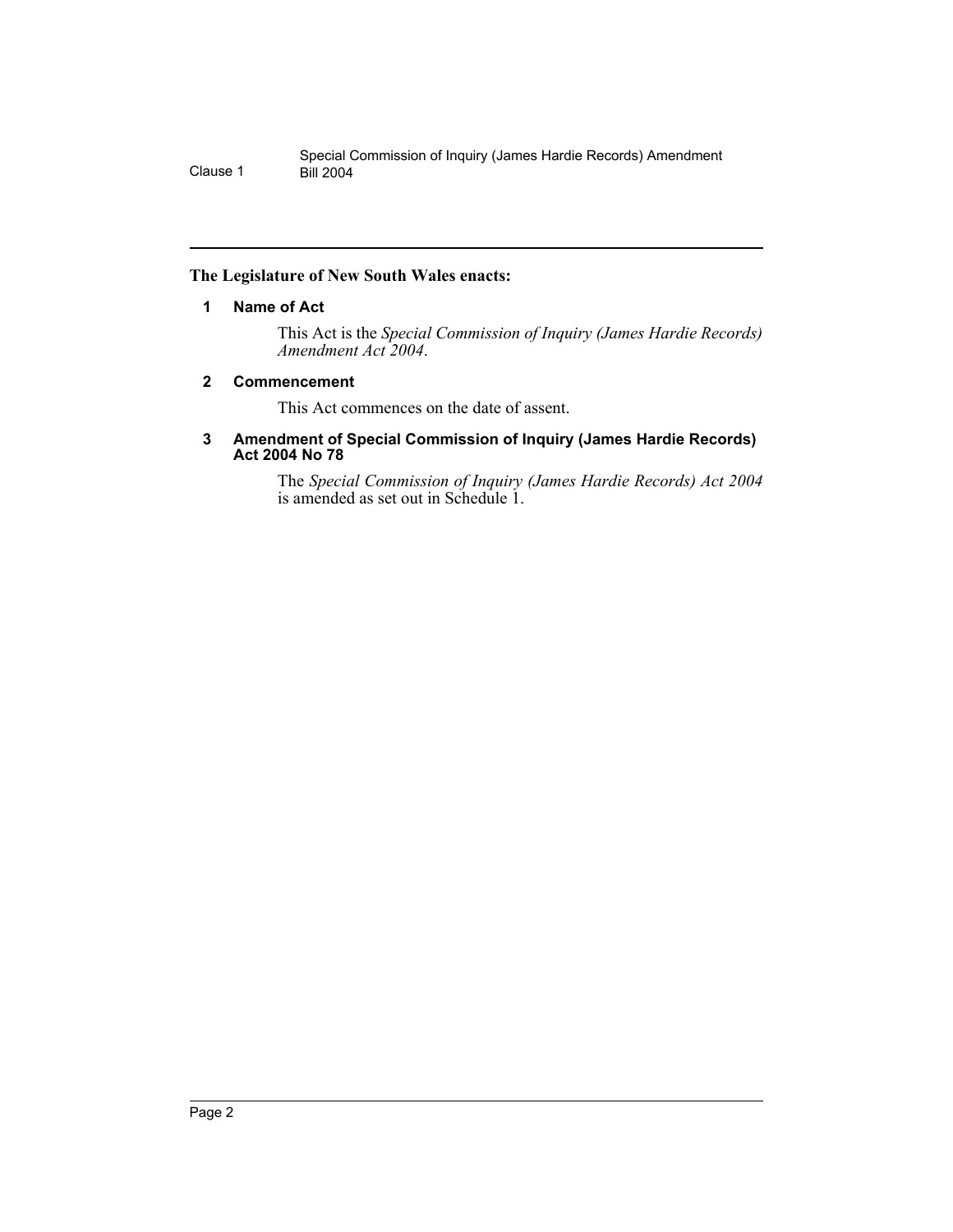**The Legislature of New South Wales enacts:**

### 1 Name of Act

This Act is the *Special Commission of Inquiry (James Hardie Records) Amendment Act 2004*.

### 2 Commencement

This Act commences on the date of assent.

### 3 Amendment of Special Commission of Inquiry (James Hardie Records) Act 2004 No 78

The *Special Commission of Inquiry (James Hardie Records) Act 2004* is amended as set out in Schedule 1.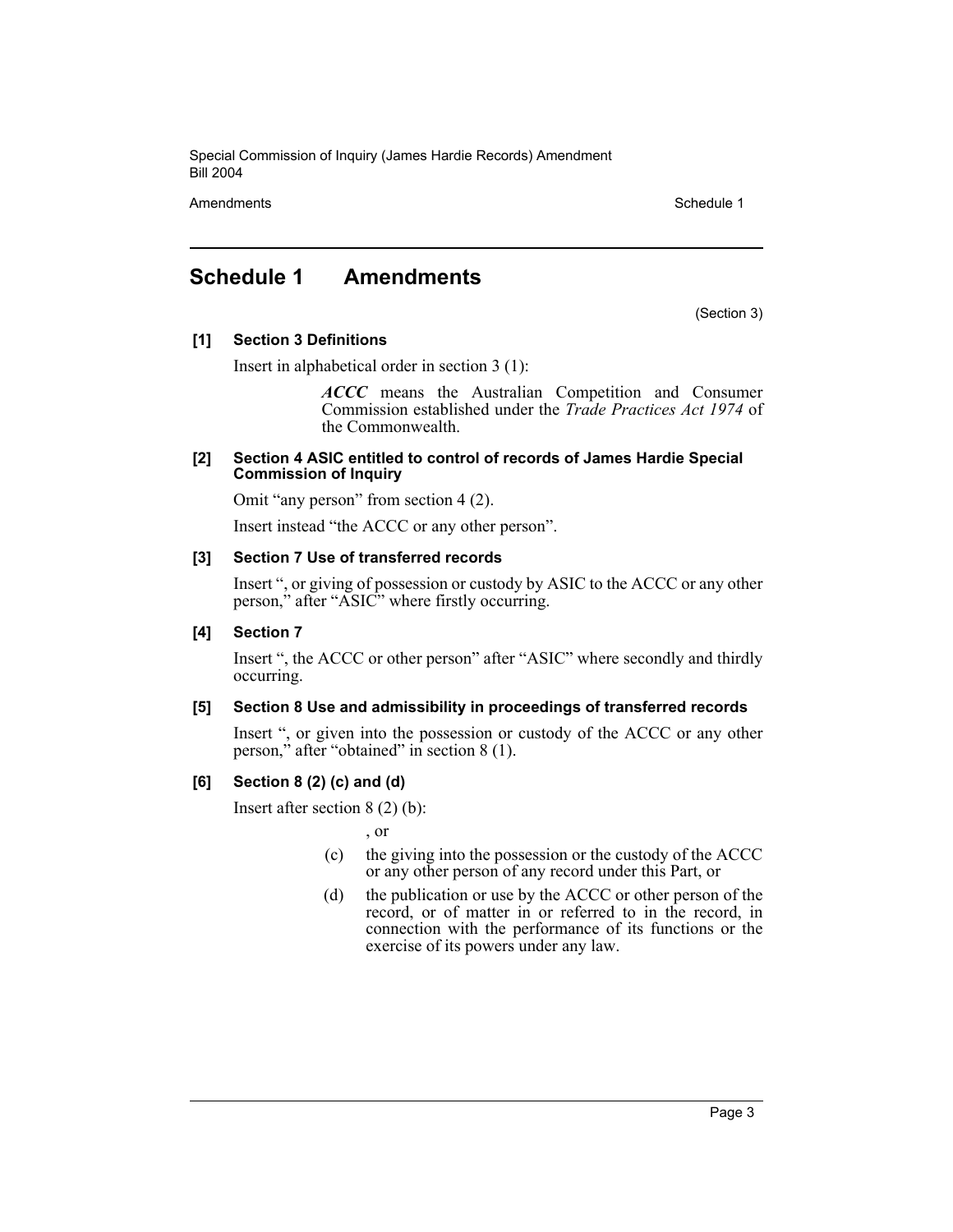# Schedule 1 Amendments

(Section 3)

**[1] Section 3 Definitions**

Insert in alphabetical order in section 3 (1):

> ***ACCC*** means the Australian Competition and Consumer Commission established under the *Trade Practices Act 1974* of the Commonwealth.

**[2] Section 4 ASIC entitled to control of records of James Hardie Special Commission of Inquiry**

Omit "any person" from section 4 (2).

Insert instead "the ACCC or any other person".

**[3] Section 7 Use of transferred records**

Insert ", or giving of possession or custody by ASIC to the ACCC or any other person," after "ASIC" where firstly occurring.

**[4] Section 7**

Insert ", the ACCC or other person" after "ASIC" where secondly and thirdly occurring.

**[5] Section 8 Use and admissibility in proceedings of transferred records**

Insert ", or given into the possession or custody of the ACCC or any other person," after "obtained" in section 8 (1).

**[6] Section 8 (2) (c) and (d)**

Insert after section 8 (2) (b):

> , or
>
> (c) the giving into the possession or the custody of the ACCC or any other person of any record under this Part, or
>
> (d) the publication or use by the ACCC or other person of the record, or of matter in or referred to in the record, in connection with the performance of its functions or the exercise of its powers under any law.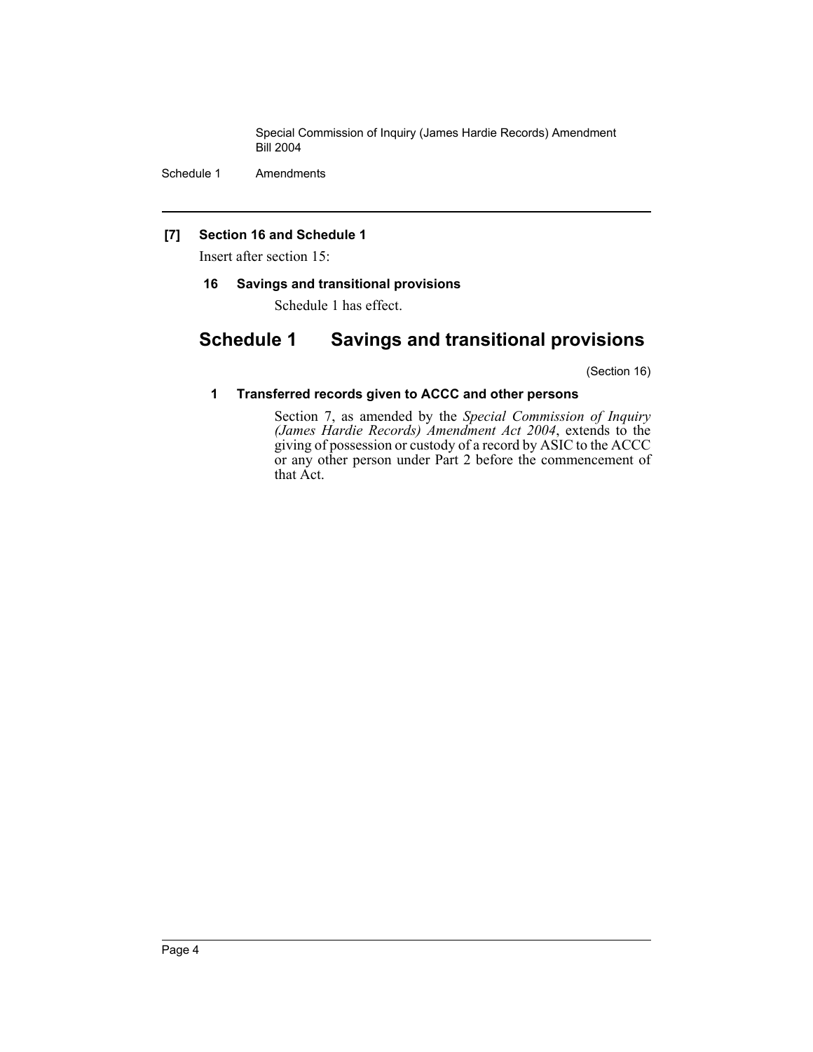**[7] Section 16 and Schedule 1**

Insert after section 15:

**16 Savings and transitional provisions**

Schedule 1 has effect.

# Schedule 1 Savings and transitional provisions

(Section 16)

**1 Transferred records given to ACCC and other persons**

Section 7, as amended by the *Special Commission of Inquiry (James Hardie Records) Amendment Act 2004*, extends to the giving of possession or custody of a record by ASIC to the ACCC or any other person under Part 2 before the commencement of that Act.